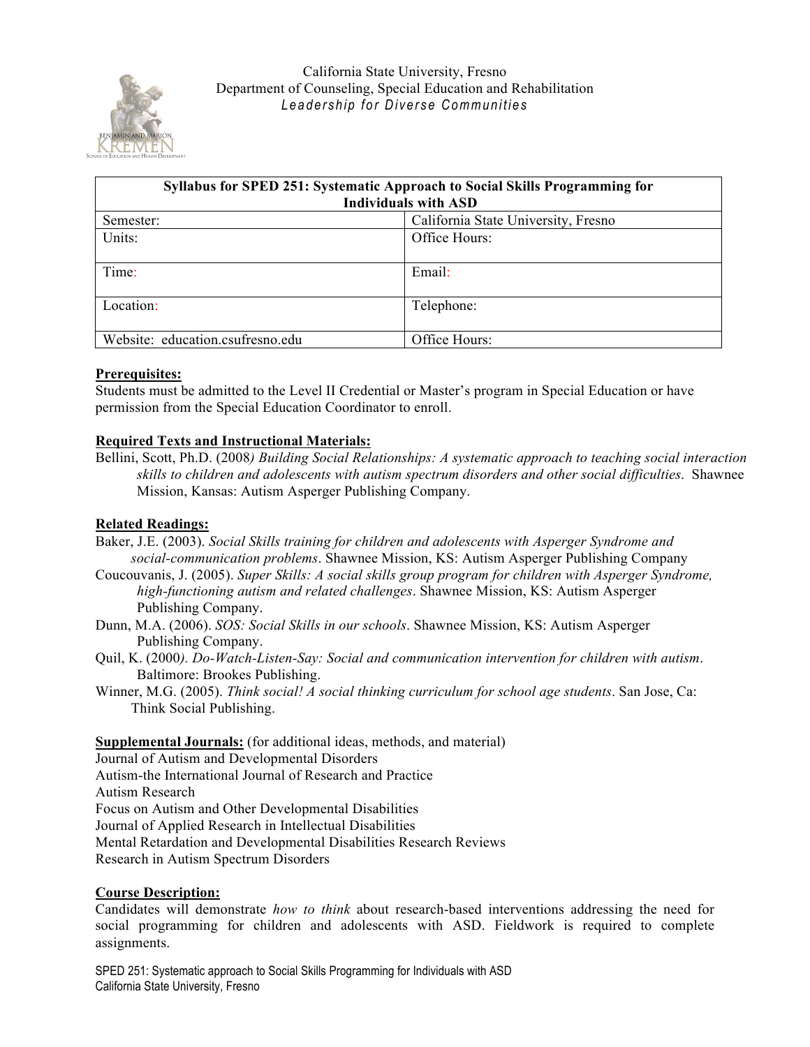California State University, Fresno
Department of Counseling, Special Education and Rehabilitation
*Leadership for Diverse Communities*

| Syllabus for SPED 251: Systematic Approach to Social Skills Programming for Individuals with ASD | |
|---|---|
| Semester: | California State University, Fresno |
| Units: | Office Hours: |
| Time: | Email: |
| Location: | Telephone: |
| Website: education.csufresno.edu | Office Hours: |

**Prerequisites:**
Students must be admitted to the Level II Credential or Master's program in Special Education or have permission from the Special Education Coordinator to enroll.

**Required Texts and Instructional Materials:**
Bellini, Scott, Ph.D. (2008*) Building Social Relationships: A systematic approach to teaching social interaction skills to children and adolescents with autism spectrum disorders and other social difficulties*. Shawnee Mission, Kansas: Autism Asperger Publishing Company.

**Related Readings:**
Baker, J.E. (2003). *Social Skills training for children and adolescents with Asperger Syndrome and social-communication problems*. Shawnee Mission, KS: Autism Asperger Publishing Company

Coucouvanis, J. (2005). *Super Skills: A social skills group program for children with Asperger Syndrome, high-functioning autism and related challenges*. Shawnee Mission, KS: Autism Asperger Publishing Company.

Dunn, M.A. (2006). *SOS: Social Skills in our schools*. Shawnee Mission, KS: Autism Asperger Publishing Company.

Quil, K. (2000*). Do-Watch-Listen-Say: Social and communication intervention for children with autism*. Baltimore: Brookes Publishing.

Winner, M.G. (2005). *Think social! A social thinking curriculum for school age students*. San Jose, Ca: Think Social Publishing.

**Supplemental Journals:** (for additional ideas, methods, and material)
Journal of Autism and Developmental Disorders
Autism-the International Journal of Research and Practice
Autism Research
Focus on Autism and Other Developmental Disabilities
Journal of Applied Research in Intellectual Disabilities
Mental Retardation and Developmental Disabilities Research Reviews
Research in Autism Spectrum Disorders

**Course Description:**
Candidates will demonstrate *how to think* about research-based interventions addressing the need for social programming for children and adolescents with ASD. Fieldwork is required to complete assignments.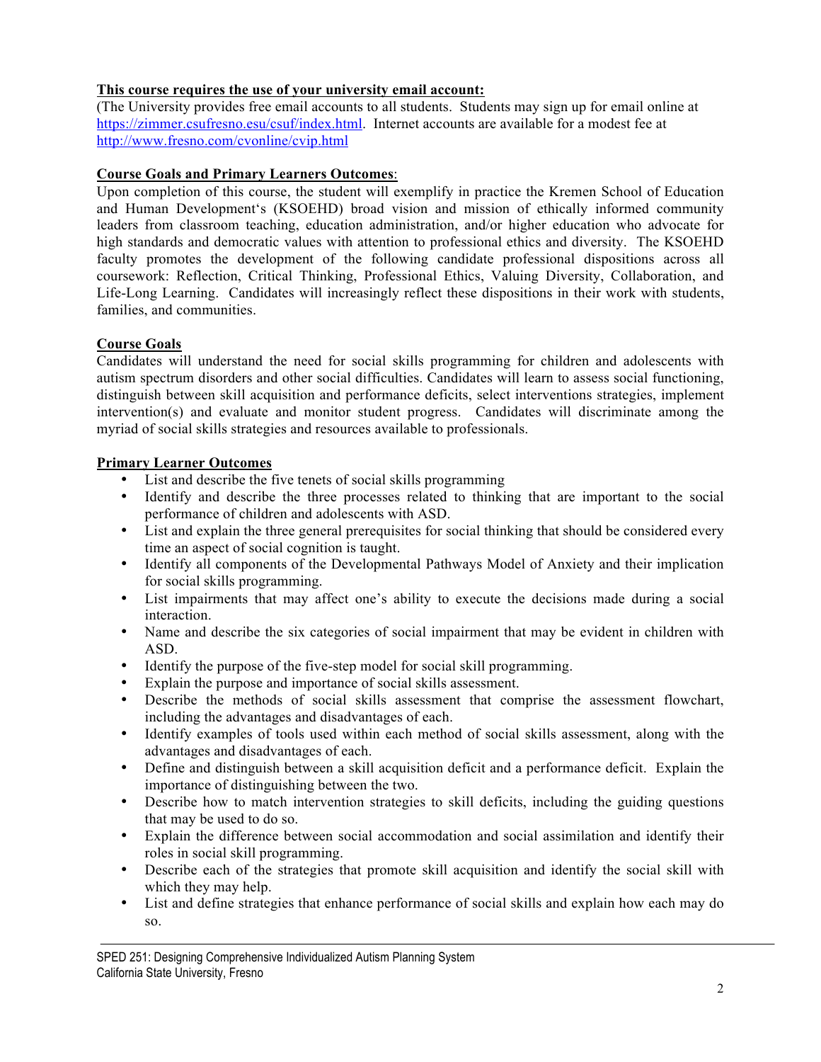**This course requires the use of your university email account:**

(The University provides free email accounts to all students. Students may sign up for email online at https://zimmer.csufresno.esu/csuf/index.html. Internet accounts are available for a modest fee at http://www.fresno.com/cvonline/cvip.html

**Course Goals and Primary Learners Outcomes**:

Upon completion of this course, the student will exemplify in practice the Kremen School of Education and Human Development's (KSOEHD) broad vision and mission of ethically informed community leaders from classroom teaching, education administration, and/or higher education who advocate for high standards and democratic values with attention to professional ethics and diversity. The KSOEHD faculty promotes the development of the following candidate professional dispositions across all coursework: Reflection, Critical Thinking, Professional Ethics, Valuing Diversity, Collaboration, and Life-Long Learning. Candidates will increasingly reflect these dispositions in their work with students, families, and communities.

**Course Goals**

Candidates will understand the need for social skills programming for children and adolescents with autism spectrum disorders and other social difficulties. Candidates will learn to assess social functioning, distinguish between skill acquisition and performance deficits, select interventions strategies, implement intervention(s) and evaluate and monitor student progress. Candidates will discriminate among the myriad of social skills strategies and resources available to professionals.

**Primary Learner Outcomes**

- List and describe the five tenets of social skills programming
- Identify and describe the three processes related to thinking that are important to the social performance of children and adolescents with ASD.
- List and explain the three general prerequisites for social thinking that should be considered every time an aspect of social cognition is taught.
- Identify all components of the Developmental Pathways Model of Anxiety and their implication for social skills programming.
- List impairments that may affect one's ability to execute the decisions made during a social interaction.
- Name and describe the six categories of social impairment that may be evident in children with ASD.
- Identify the purpose of the five-step model for social skill programming.
- Explain the purpose and importance of social skills assessment.
- Describe the methods of social skills assessment that comprise the assessment flowchart, including the advantages and disadvantages of each.
- Identify examples of tools used within each method of social skills assessment, along with the advantages and disadvantages of each.
- Define and distinguish between a skill acquisition deficit and a performance deficit. Explain the importance of distinguishing between the two.
- Describe how to match intervention strategies to skill deficits, including the guiding questions that may be used to do so.
- Explain the difference between social accommodation and social assimilation and identify their roles in social skill programming.
- Describe each of the strategies that promote skill acquisition and identify the social skill with which they may help.
- List and define strategies that enhance performance of social skills and explain how each may do so.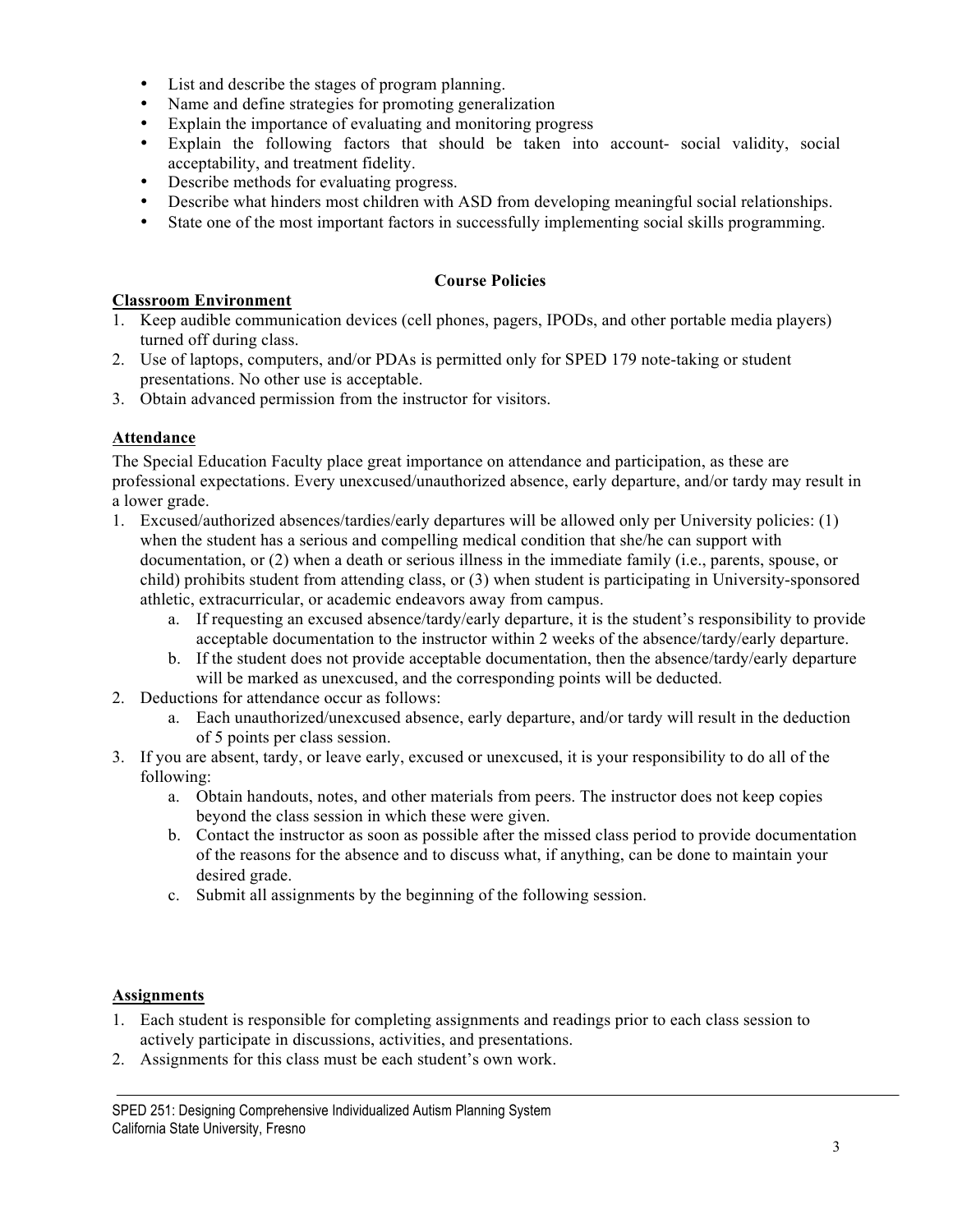- List and describe the stages of program planning.
- Name and define strategies for promoting generalization
- Explain the importance of evaluating and monitoring progress
- Explain the following factors that should be taken into account- social validity, social acceptability, and treatment fidelity.
- Describe methods for evaluating progress.
- Describe what hinders most children with ASD from developing meaningful social relationships.
- State one of the most important factors in successfully implementing social skills programming.

## Course Policies

**Classroom Environment**

1. Keep audible communication devices (cell phones, pagers, IPODs, and other portable media players) turned off during class.
2. Use of laptops, computers, and/or PDAs is permitted only for SPED 179 note-taking or student presentations. No other use is acceptable.
3. Obtain advanced permission from the instructor for visitors.

**Attendance**

The Special Education Faculty place great importance on attendance and participation, as these are professional expectations. Every unexcused/unauthorized absence, early departure, and/or tardy may result in a lower grade.

1. Excused/authorized absences/tardies/early departures will be allowed only per University policies: (1) when the student has a serious and compelling medical condition that she/he can support with documentation, or (2) when a death or serious illness in the immediate family (i.e., parents, spouse, or child) prohibits student from attending class, or (3) when student is participating in University-sponsored athletic, extracurricular, or academic endeavors away from campus.
    a. If requesting an excused absence/tardy/early departure, it is the student's responsibility to provide acceptable documentation to the instructor within 2 weeks of the absence/tardy/early departure.
    b. If the student does not provide acceptable documentation, then the absence/tardy/early departure will be marked as unexcused, and the corresponding points will be deducted.
2. Deductions for attendance occur as follows:
    a. Each unauthorized/unexcused absence, early departure, and/or tardy will result in the deduction of 5 points per class session.
3. If you are absent, tardy, or leave early, excused or unexcused, it is your responsibility to do all of the following:
    a. Obtain handouts, notes, and other materials from peers. The instructor does not keep copies beyond the class session in which these were given.
    b. Contact the instructor as soon as possible after the missed class period to provide documentation of the reasons for the absence and to discuss what, if anything, can be done to maintain your desired grade.
    c. Submit all assignments by the beginning of the following session.

**Assignments**

1. Each student is responsible for completing assignments and readings prior to each class session to actively participate in discussions, activities, and presentations.
2. Assignments for this class must be each student's own work.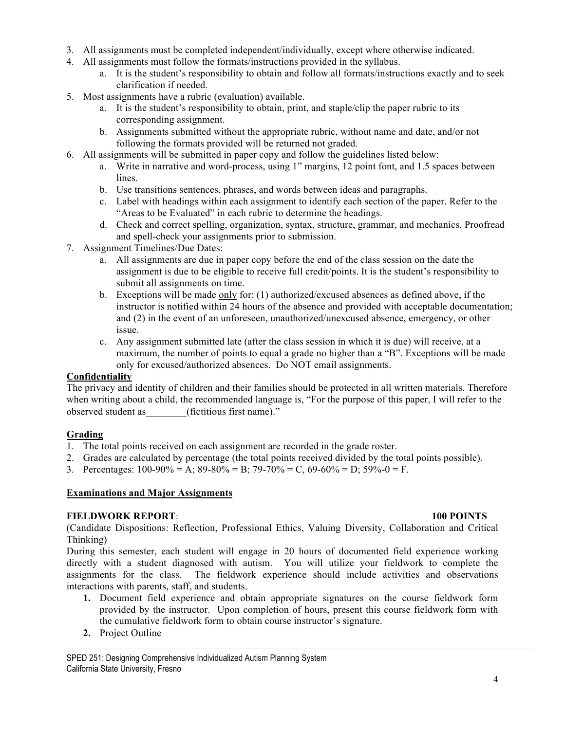3. All assignments must be completed independent/individually, except where otherwise indicated.
4. All assignments must follow the formats/instructions provided in the syllabus.
   a. It is the student's responsibility to obtain and follow all formats/instructions exactly and to seek clarification if needed.
5. Most assignments have a rubric (evaluation) available.
   a. It is the student's responsibility to obtain, print, and staple/clip the paper rubric to its corresponding assignment.
   b. Assignments submitted without the appropriate rubric, without name and date, and/or not following the formats provided will be returned not graded.
6. All assignments will be submitted in paper copy and follow the guidelines listed below:
   a. Write in narrative and word-process, using 1" margins, 12 point font, and 1.5 spaces between lines.
   b. Use transitions sentences, phrases, and words between ideas and paragraphs.
   c. Label with headings within each assignment to identify each section of the paper. Refer to the "Areas to be Evaluated" in each rubric to determine the headings.
   d. Check and correct spelling, organization, syntax, structure, grammar, and mechanics. Proofread and spell-check your assignments prior to submission.
7. Assignment Timelines/Due Dates:
   a. All assignments are due in paper copy before the end of the class session on the date the assignment is due to be eligible to receive full credit/points. It is the student's responsibility to submit all assignments on time.
   b. Exceptions will be made <u>only</u> for: (1) authorized/excused absences as defined above, if the instructor is notified within 24 hours of the absence and provided with acceptable documentation; and (2) in the event of an unforeseen, unauthorized/unexcused absence, emergency, or other issue.
   c. Any assignment submitted late (after the class session in which it is due) will receive, at a maximum, the number of points to equal a grade no higher than a "B". Exceptions will be made only for excused/authorized absences. Do NOT email assignments.

**<u>Confidentiality</u>**

The privacy and identity of children and their families should be protected in all written materials. Therefore when writing about a child, the recommended language is, "For the purpose of this paper, I will refer to the observed student as________(fictitious first name)."

**<u>Grading</u>**

1. The total points received on each assignment are recorded in the grade roster.
2. Grades are calculated by percentage (the total points received divided by the total points possible).
3. Percentages: 100-90% = A; 89-80% = B; 79-70% = C, 69-60% = D; 59%-0 = F.

**<u>Examinations and Major Assignments</u>**

**FIELDWORK REPORT**: **100 POINTS**

(Candidate Dispositions: Reflection, Professional Ethics, Valuing Diversity, Collaboration and Critical Thinking)

During this semester, each student will engage in 20 hours of documented field experience working directly with a student diagnosed with autism. You will utilize your fieldwork to complete the assignments for the class. The fieldwork experience should include activities and observations interactions with parents, staff, and students.

1. Document field experience and obtain appropriate signatures on the course fieldwork form provided by the instructor. Upon completion of hours, present this course fieldwork form with the cumulative fieldwork form to obtain course instructor's signature.
2. Project Outline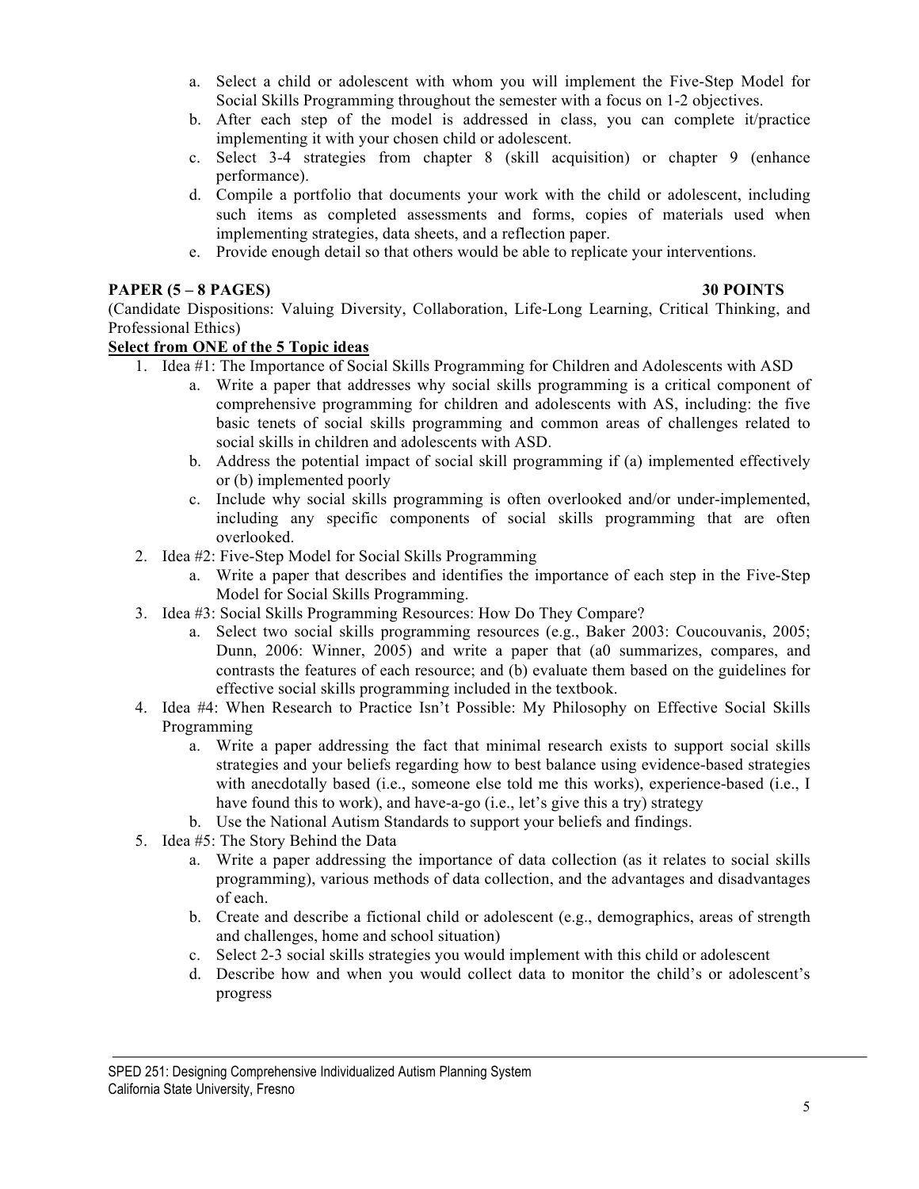a. Select a child or adolescent with whom you will implement the Five-Step Model for Social Skills Programming throughout the semester with a focus on 1-2 objectives.
b. After each step of the model is addressed in class, you can complete it/practice implementing it with your chosen child or adolescent.
c. Select 3-4 strategies from chapter 8 (skill acquisition) or chapter 9 (enhance performance).
d. Compile a portfolio that documents your work with the child or adolescent, including such items as completed assessments and forms, copies of materials used when implementing strategies, data sheets, and a reflection paper.
e. Provide enough detail so that others would be able to replicate your interventions.

**PAPER (5 – 8 PAGES) 30 POINTS**

(Candidate Dispositions: Valuing Diversity, Collaboration, Life-Long Learning, Critical Thinking, and Professional Ethics)

**<u>Select from ONE of the 5 Topic ideas</u>**

1. Idea #1: The Importance of Social Skills Programming for Children and Adolescents with ASD
   a. Write a paper that addresses why social skills programming is a critical component of comprehensive programming for children and adolescents with AS, including: the five basic tenets of social skills programming and common areas of challenges related to social skills in children and adolescents with ASD.
   b. Address the potential impact of social skill programming if (a) implemented effectively or (b) implemented poorly
   c. Include why social skills programming is often overlooked and/or under-implemented, including any specific components of social skills programming that are often overlooked.
2. Idea #2: Five-Step Model for Social Skills Programming
   a. Write a paper that describes and identifies the importance of each step in the Five-Step Model for Social Skills Programming.
3. Idea #3: Social Skills Programming Resources: How Do They Compare?
   a. Select two social skills programming resources (e.g., Baker 2003: Coucouvanis, 2005; Dunn, 2006: Winner, 2005) and write a paper that (a0 summarizes, compares, and contrasts the features of each resource; and (b) evaluate them based on the guidelines for effective social skills programming included in the textbook.
4. Idea #4: When Research to Practice Isn't Possible: My Philosophy on Effective Social Skills Programming
   a. Write a paper addressing the fact that minimal research exists to support social skills strategies and your beliefs regarding how to best balance using evidence-based strategies with anecdotally based (i.e., someone else told me this works), experience-based (i.e., I have found this to work), and have-a-go (i.e., let's give this a try) strategy
   b. Use the National Autism Standards to support your beliefs and findings.
5. Idea #5: The Story Behind the Data
   a. Write a paper addressing the importance of data collection (as it relates to social skills programming), various methods of data collection, and the advantages and disadvantages of each.
   b. Create and describe a fictional child or adolescent (e.g., demographics, areas of strength and challenges, home and school situation)
   c. Select 2-3 social skills strategies you would implement with this child or adolescent
   d. Describe how and when you would collect data to monitor the child's or adolescent's progress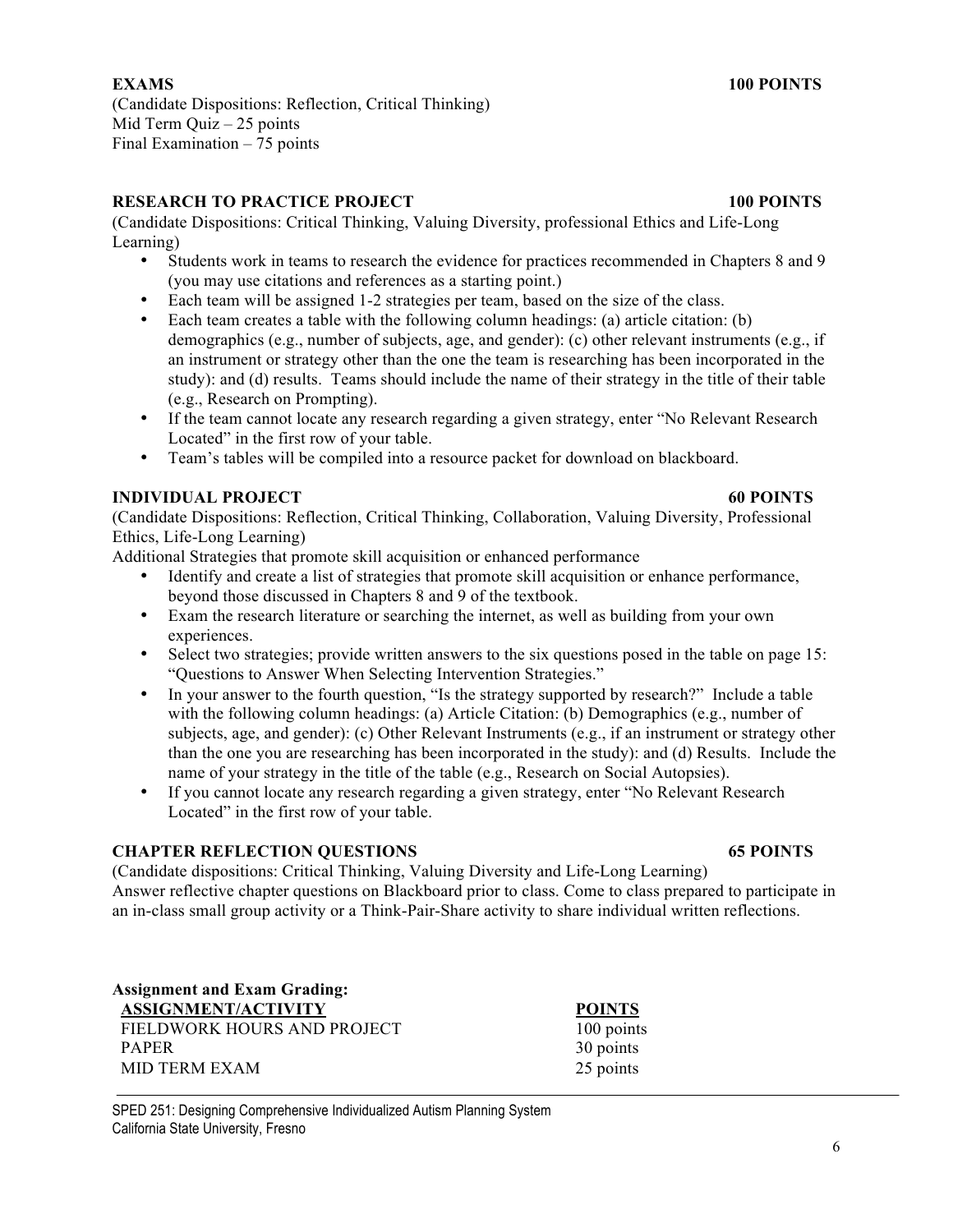**EXAMS** **100 POINTS**

(Candidate Dispositions: Reflection, Critical Thinking)
Mid Term Quiz – 25 points
Final Examination – 75 points

**RESEARCH TO PRACTICE PROJECT** **100 POINTS**

(Candidate Dispositions: Critical Thinking, Valuing Diversity, professional Ethics and Life-Long Learning)

- Students work in teams to research the evidence for practices recommended in Chapters 8 and 9 (you may use citations and references as a starting point.)
- Each team will be assigned 1-2 strategies per team, based on the size of the class.
- Each team creates a table with the following column headings: (a) article citation: (b) demographics (e.g., number of subjects, age, and gender): (c) other relevant instruments (e.g., if an instrument or strategy other than the one the team is researching has been incorporated in the study): and (d) results. Teams should include the name of their strategy in the title of their table (e.g., Research on Prompting).
- If the team cannot locate any research regarding a given strategy, enter "No Relevant Research Located" in the first row of your table.
- Team's tables will be compiled into a resource packet for download on blackboard.

**INDIVIDUAL PROJECT** **60 POINTS**

(Candidate Dispositions: Reflection, Critical Thinking, Collaboration, Valuing Diversity, Professional Ethics, Life-Long Learning)
Additional Strategies that promote skill acquisition or enhanced performance

- Identify and create a list of strategies that promote skill acquisition or enhance performance, beyond those discussed in Chapters 8 and 9 of the textbook.
- Exam the research literature or searching the internet, as well as building from your own experiences.
- Select two strategies; provide written answers to the six questions posed in the table on page 15: "Questions to Answer When Selecting Intervention Strategies."
- In your answer to the fourth question, "Is the strategy supported by research?" Include a table with the following column headings: (a) Article Citation: (b) Demographics (e.g., number of subjects, age, and gender): (c) Other Relevant Instruments (e.g., if an instrument or strategy other than the one you are researching has been incorporated in the study): and (d) Results. Include the name of your strategy in the title of the table (e.g., Research on Social Autopsies).
- If you cannot locate any research regarding a given strategy, enter "No Relevant Research Located" in the first row of your table.

**CHAPTER REFLECTION QUESTIONS** **65 POINTS**

(Candidate dispositions: Critical Thinking, Valuing Diversity and Life-Long Learning)
Answer reflective chapter questions on Blackboard prior to class. Come to class prepared to participate in an in-class small group activity or a Think-Pair-Share activity to share individual written reflections.

**Assignment and Exam Grading:**

| ASSIGNMENT/ACTIVITY | POINTS |
|---|---|
| FIELDWORK HOURS AND PROJECT | 100 points |
| PAPER | 30 points |
| MID TERM EXAM | 25 points |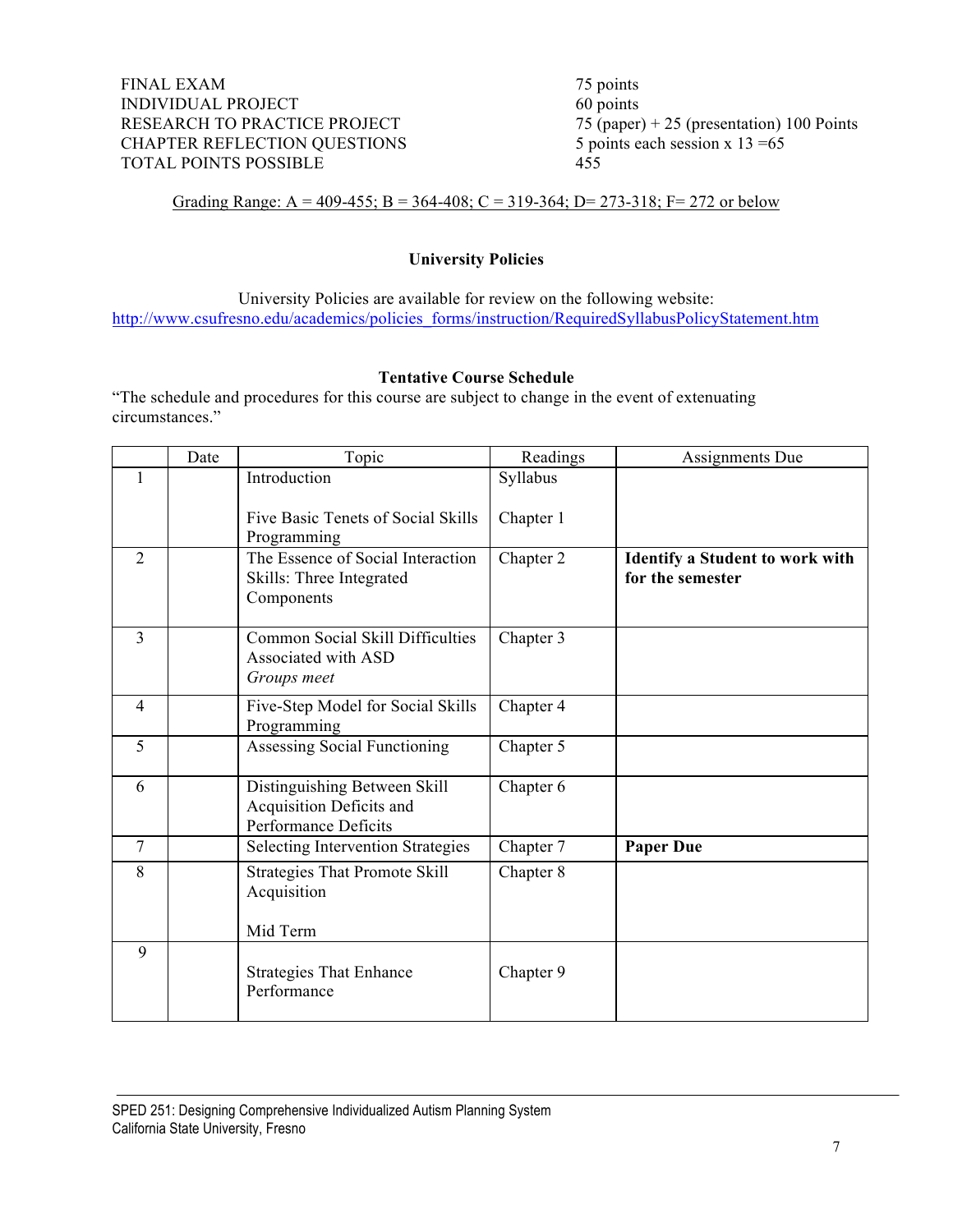| | |
|---|---|
| FINAL EXAM | 75 points |
| INDIVIDUAL PROJECT | 60 points |
| RESEARCH TO PRACTICE PROJECT | 75 (paper) + 25 (presentation) 100 Points |
| CHAPTER REFLECTION QUESTIONS | 5 points each session x 13 =65 |
| TOTAL POINTS POSSIBLE | 455 |

Grading Range: A = 409-455; B = 364-408; C = 319-364; D= 273-318; F= 272 or below

### University Policies

University Policies are available for review on the following website:
http://www.csufresno.edu/academics/policies_forms/instruction/RequiredSyllabusPolicyStatement.htm

### Tentative Course Schedule

"The schedule and procedures for this course are subject to change in the event of extenuating circumstances."

| | Date | Topic | Readings | Assignments Due |
|---|---|---|---|---|
| 1 | | Introduction<br><br>Five Basic Tenets of Social Skills Programming | Syllabus<br><br>Chapter 1 | |
| 2 | | The Essence of Social Interaction Skills: Three Integrated Components | Chapter 2 | **Identify a Student to work with for the semester** |
| 3 | | Common Social Skill Difficulties Associated with ASD<br>*Groups meet* | Chapter 3 | |
| 4 | | Five-Step Model for Social Skills Programming | Chapter 4 | |
| 5 | | Assessing Social Functioning | Chapter 5 | |
| 6 | | Distinguishing Between Skill Acquisition Deficits and Performance Deficits | Chapter 6 | |
| 7 | | Selecting Intervention Strategies | Chapter 7 | **Paper Due** |
| 8 | | Strategies That Promote Skill Acquisition<br><br>Mid Term | Chapter 8 | |
| 9 | | Strategies That Enhance Performance | Chapter 9 | |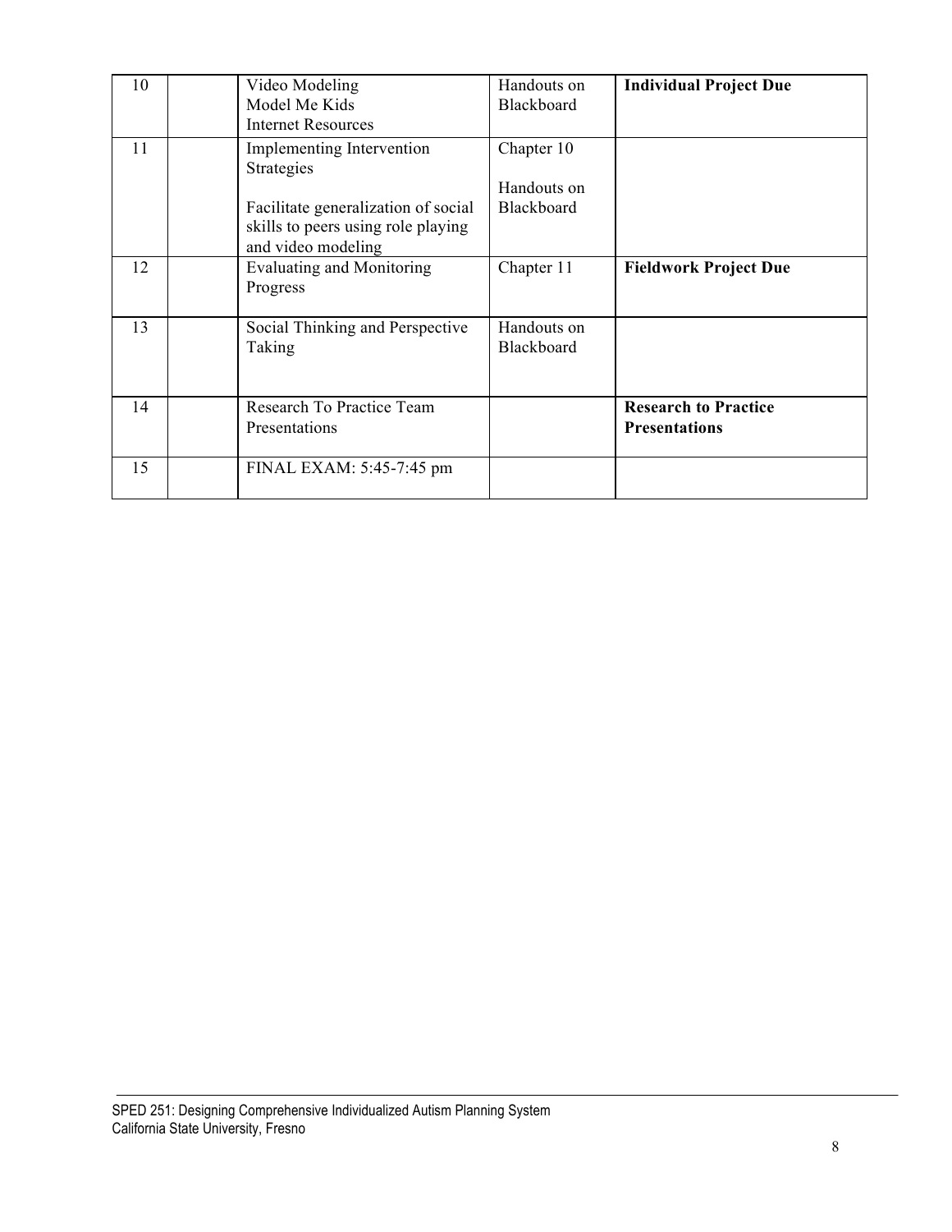| | | | | |
|---|---|---|---|---|
| 10 | | Video Modeling<br>Model Me Kids<br>Internet Resources | Handouts on Blackboard | **Individual Project Due** |
| 11 | | Implementing Intervention Strategies<br><br>Facilitate generalization of social skills to peers using role playing and video modeling | Chapter 10<br><br>Handouts on Blackboard | |
| 12 | | Evaluating and Monitoring Progress | Chapter 11 | **Fieldwork Project Due** |
| 13 | | Social Thinking and Perspective Taking | Handouts on Blackboard | |
| 14 | | Research To Practice Team Presentations | | **Research to Practice Presentations** |
| 15 | | FINAL EXAM: 5:45-7:45 pm | | |